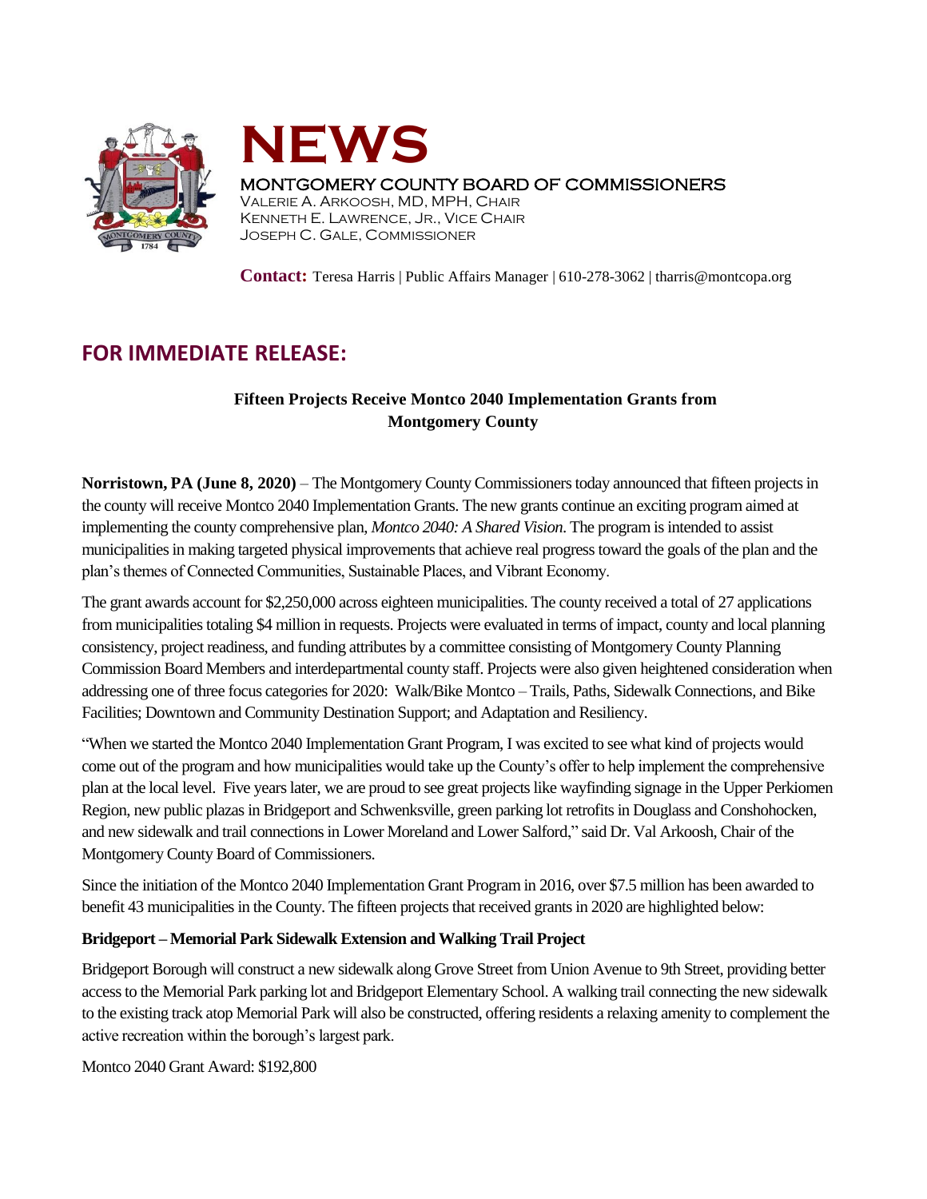# NEWS

MONTGOMERY COUNTY BOARD OF COMMISSIONERS
VALERIE A. ARKOOSH, MD, MPH, CHAIR
KENNETH E. LAWRENCE, JR., VICE CHAIR
JOSEPH C. GALE, COMMISSIONER

**Contact:** Teresa Harris | Public Affairs Manager | 610-278-3062 | tharris@montcopa.org

## FOR IMMEDIATE RELEASE:

### Fifteen Projects Receive Montco 2040 Implementation Grants from Montgomery County

**Norristown, PA (June 8, 2020)** – The Montgomery County Commissioners today announced that fifteen projects in the county will receive Montco 2040 Implementation Grants. The new grants continue an exciting program aimed at implementing the county comprehensive plan, *Montco 2040: A Shared Vision*. The program is intended to assist municipalities in making targeted physical improvements that achieve real progress toward the goals of the plan and the plan's themes of Connected Communities, Sustainable Places, and Vibrant Economy.

The grant awards account for $2,250,000 across eighteen municipalities. The county received a total of 27 applications from municipalities totaling $4 million in requests. Projects were evaluated in terms of impact, county and local planning consistency, project readiness, and funding attributes by a committee consisting of Montgomery County Planning Commission Board Members and interdepartmental county staff. Projects were also given heightened consideration when addressing one of three focus categories for 2020: Walk/Bike Montco – Trails, Paths, Sidewalk Connections, and Bike Facilities; Downtown and Community Destination Support; and Adaptation and Resiliency.

"When we started the Montco 2040 Implementation Grant Program, I was excited to see what kind of projects would come out of the program and how municipalities would take up the County's offer to help implement the comprehensive plan at the local level. Five years later, we are proud to see great projects like wayfinding signage in the Upper Perkiomen Region, new public plazas in Bridgeport and Schwenksville, green parking lot retrofits in Douglass and Conshohocken, and new sidewalk and trail connections in Lower Moreland and Lower Salford," said Dr. Val Arkoosh, Chair of the Montgomery County Board of Commissioners.

Since the initiation of the Montco 2040 Implementation Grant Program in 2016, over $7.5 million has been awarded to benefit 43 municipalities in the County. The fifteen projects that received grants in 2020 are highlighted below:

**Bridgeport – Memorial Park Sidewalk Extension and Walking Trail Project**

Bridgeport Borough will construct a new sidewalk along Grove Street from Union Avenue to 9th Street, providing better access to the Memorial Park parking lot and Bridgeport Elementary School. A walking trail connecting the new sidewalk to the existing track atop Memorial Park will also be constructed, offering residents a relaxing amenity to complement the active recreation within the borough's largest park.

Montco 2040 Grant Award: $192,800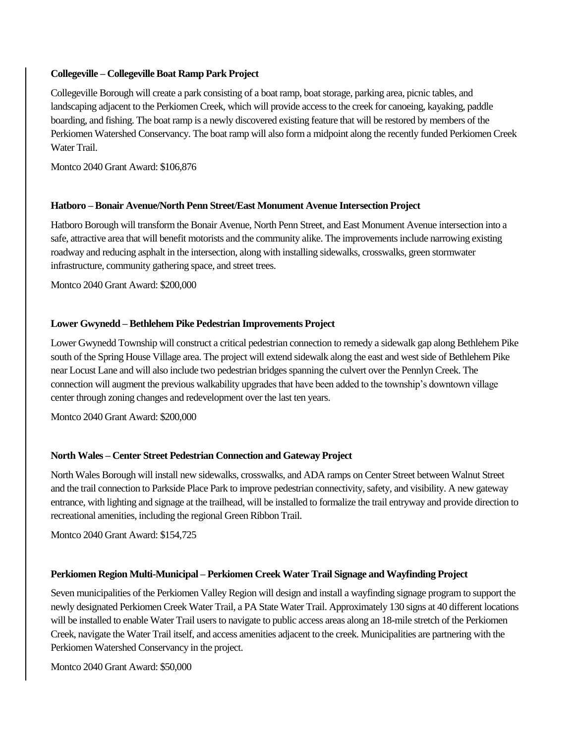**Collegeville – Collegeville Boat Ramp Park Project**

Collegeville Borough will create a park consisting of a boat ramp, boat storage, parking area, picnic tables, and landscaping adjacent to the Perkiomen Creek, which will provide access to the creek for canoeing, kayaking, paddle boarding, and fishing. The boat ramp is a newly discovered existing feature that will be restored by members of the Perkiomen Watershed Conservancy. The boat ramp will also form a midpoint along the recently funded Perkiomen Creek Water Trail.

Montco 2040 Grant Award: $106,876

**Hatboro – Bonair Avenue/North Penn Street/East Monument Avenue Intersection Project**

Hatboro Borough will transform the Bonair Avenue, North Penn Street, and East Monument Avenue intersection into a safe, attractive area that will benefit motorists and the community alike. The improvements include narrowing existing roadway and reducing asphalt in the intersection, along with installing sidewalks, crosswalks, green stormwater infrastructure, community gathering space, and street trees.

Montco 2040 Grant Award: $200,000

**Lower Gwynedd – Bethlehem Pike Pedestrian Improvements Project**

Lower Gwynedd Township will construct a critical pedestrian connection to remedy a sidewalk gap along Bethlehem Pike south of the Spring House Village area. The project will extend sidewalk along the east and west side of Bethlehem Pike near Locust Lane and will also include two pedestrian bridges spanning the culvert over the Pennlyn Creek. The connection will augment the previous walkability upgrades that have been added to the township's downtown village center through zoning changes and redevelopment over the last ten years.

Montco 2040 Grant Award: $200,000

**North Wales – Center Street Pedestrian Connection and Gateway Project**

North Wales Borough will install new sidewalks, crosswalks, and ADA ramps on Center Street between Walnut Street and the trail connection to Parkside Place Park to improve pedestrian connectivity, safety, and visibility. A new gateway entrance, with lighting and signage at the trailhead, will be installed to formalize the trail entryway and provide direction to recreational amenities, including the regional Green Ribbon Trail.

Montco 2040 Grant Award: $154,725

**Perkiomen Region Multi-Municipal – Perkiomen Creek Water Trail Signage and Wayfinding Project**

Seven municipalities of the Perkiomen Valley Region will design and install a wayfinding signage program to support the newly designated Perkiomen Creek Water Trail, a PA State Water Trail. Approximately 130 signs at 40 different locations will be installed to enable Water Trail users to navigate to public access areas along an 18-mile stretch of the Perkiomen Creek, navigate the Water Trail itself, and access amenities adjacent to the creek. Municipalities are partnering with the Perkiomen Watershed Conservancy in the project.

Montco 2040 Grant Award: $50,000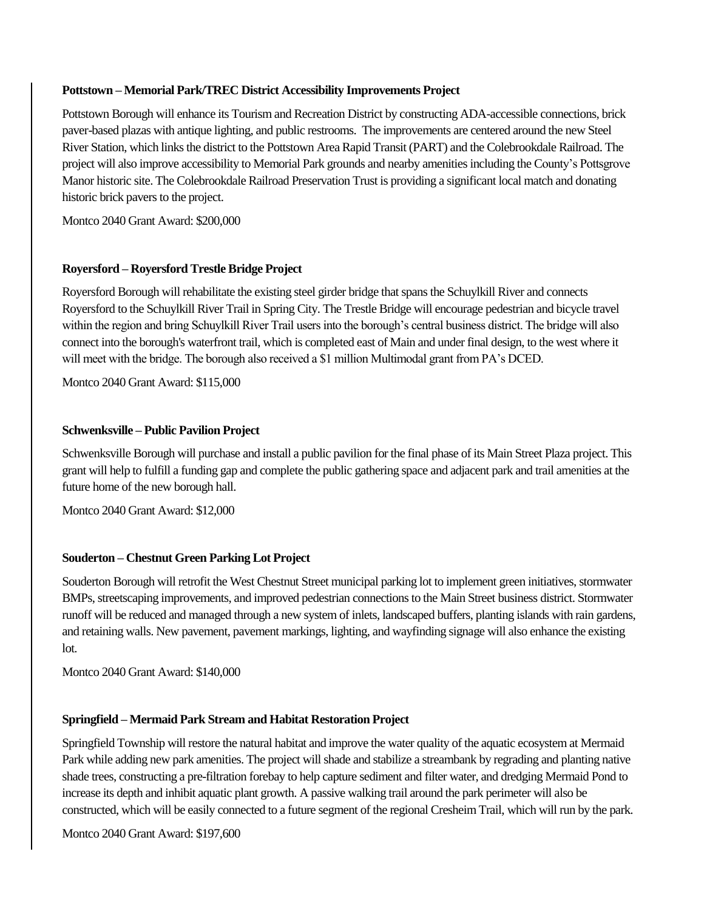**Pottstown – Memorial Park/TREC District Accessibility Improvements Project**

Pottstown Borough will enhance its Tourism and Recreation District by constructing ADA-accessible connections, brick paver-based plazas with antique lighting, and public restrooms. The improvements are centered around the new Steel River Station, which links the district to the Pottstown Area Rapid Transit (PART) and the Colebrookdale Railroad. The project will also improve accessibility to Memorial Park grounds and nearby amenities including the County's Pottsgrove Manor historic site. The Colebrookdale Railroad Preservation Trust is providing a significant local match and donating historic brick pavers to the project.

Montco 2040 Grant Award: $200,000

**Royersford – Royersford Trestle Bridge Project**

Royersford Borough will rehabilitate the existing steel girder bridge that spans the Schuylkill River and connects Royersford to the Schuylkill River Trail in Spring City. The Trestle Bridge will encourage pedestrian and bicycle travel within the region and bring Schuylkill River Trail users into the borough's central business district. The bridge will also connect into the borough's waterfront trail, which is completed east of Main and under final design, to the west where it will meet with the bridge. The borough also received a $1 million Multimodal grant from PA's DCED.

Montco 2040 Grant Award: $115,000

**Schwenksville – Public Pavilion Project**

Schwenksville Borough will purchase and install a public pavilion for the final phase of its Main Street Plaza project. This grant will help to fulfill a funding gap and complete the public gathering space and adjacent park and trail amenities at the future home of the new borough hall.

Montco 2040 Grant Award: $12,000

**Souderton – Chestnut Green Parking Lot Project**

Souderton Borough will retrofit the West Chestnut Street municipal parking lot to implement green initiatives, stormwater BMPs, streetscaping improvements, and improved pedestrian connections to the Main Street business district. Stormwater runoff will be reduced and managed through a new system of inlets, landscaped buffers, planting islands with rain gardens, and retaining walls. New pavement, pavement markings, lighting, and wayfinding signage will also enhance the existing lot.

Montco 2040 Grant Award: $140,000

**Springfield – Mermaid Park Stream and Habitat Restoration Project**

Springfield Township will restore the natural habitat and improve the water quality of the aquatic ecosystem at Mermaid Park while adding new park amenities. The project will shade and stabilize a streambank by regrading and planting native shade trees, constructing a pre-filtration forebay to help capture sediment and filter water, and dredging Mermaid Pond to increase its depth and inhibit aquatic plant growth. A passive walking trail around the park perimeter will also be constructed, which will be easily connected to a future segment of the regional Cresheim Trail, which will run by the park.

Montco 2040 Grant Award: $197,600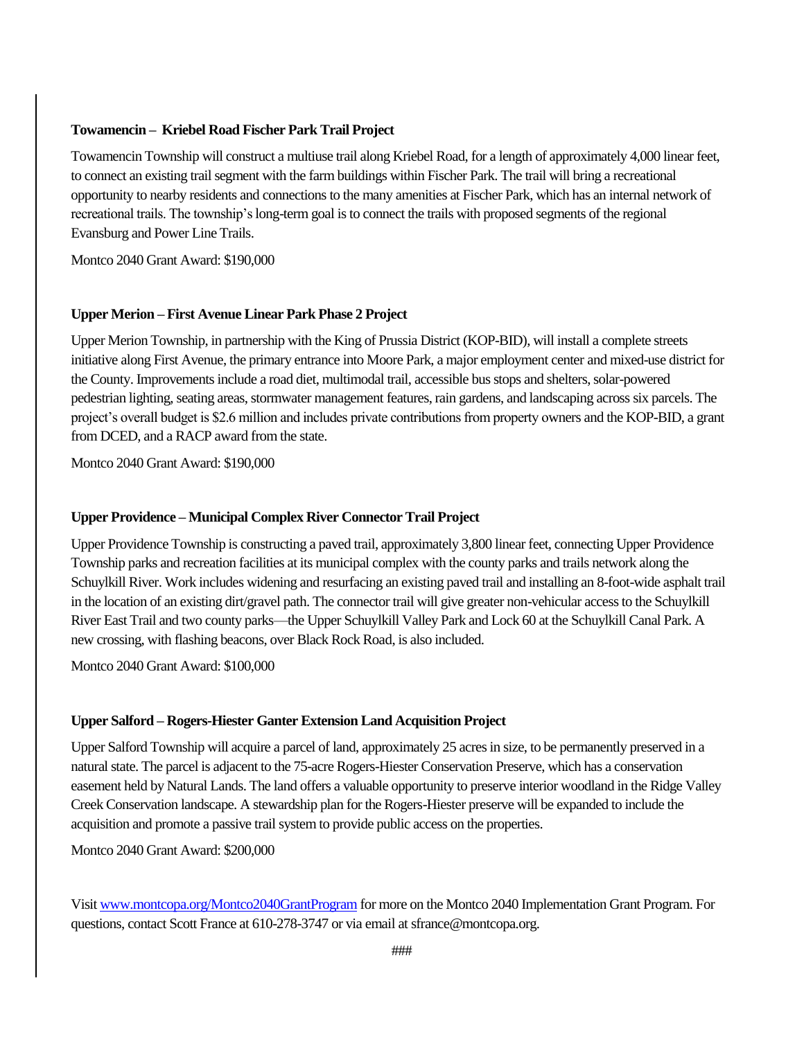**Towamencin – Kriebel Road Fischer Park Trail Project**

Towamencin Township will construct a multiuse trail along Kriebel Road, for a length of approximately 4,000 linear feet, to connect an existing trail segment with the farm buildings within Fischer Park. The trail will bring a recreational opportunity to nearby residents and connections to the many amenities at Fischer Park, which has an internal network of recreational trails. The township's long-term goal is to connect the trails with proposed segments of the regional Evansburg and Power Line Trails.

Montco 2040 Grant Award: $190,000

**Upper Merion – First Avenue Linear Park Phase 2 Project**

Upper Merion Township, in partnership with the King of Prussia District (KOP-BID), will install a complete streets initiative along First Avenue, the primary entrance into Moore Park, a major employment center and mixed-use district for the County. Improvements include a road diet, multimodal trail, accessible bus stops and shelters, solar-powered pedestrian lighting, seating areas, stormwater management features, rain gardens, and landscaping across six parcels. The project's overall budget is $2.6 million and includes private contributions from property owners and the KOP-BID, a grant from DCED, and a RACP award from the state.

Montco 2040 Grant Award: $190,000

**Upper Providence – Municipal Complex River Connector Trail Project**

Upper Providence Township is constructing a paved trail, approximately 3,800 linear feet, connecting Upper Providence Township parks and recreation facilities at its municipal complex with the county parks and trails network along the Schuylkill River. Work includes widening and resurfacing an existing paved trail and installing an 8-foot-wide asphalt trail in the location of an existing dirt/gravel path. The connector trail will give greater non-vehicular access to the Schuylkill River East Trail and two county parks—the Upper Schuylkill Valley Park and Lock 60 at the Schuylkill Canal Park. A new crossing, with flashing beacons, over Black Rock Road, is also included.

Montco 2040 Grant Award: $100,000

**Upper Salford – Rogers-Hiester Ganter Extension Land Acquisition Project**

Upper Salford Township will acquire a parcel of land, approximately 25 acres in size, to be permanently preserved in a natural state. The parcel is adjacent to the 75-acre Rogers-Hiester Conservation Preserve, which has a conservation easement held by Natural Lands. The land offers a valuable opportunity to preserve interior woodland in the Ridge Valley Creek Conservation landscape. A stewardship plan for the Rogers-Hiester preserve will be expanded to include the acquisition and promote a passive trail system to provide public access on the properties.

Montco 2040 Grant Award: $200,000

Visit www.montcopa.org/Montco2040GrantProgram for more on the Montco 2040 Implementation Grant Program. For questions, contact Scott France at 610-278-3747 or via email at sfrance@montcopa.org.

###